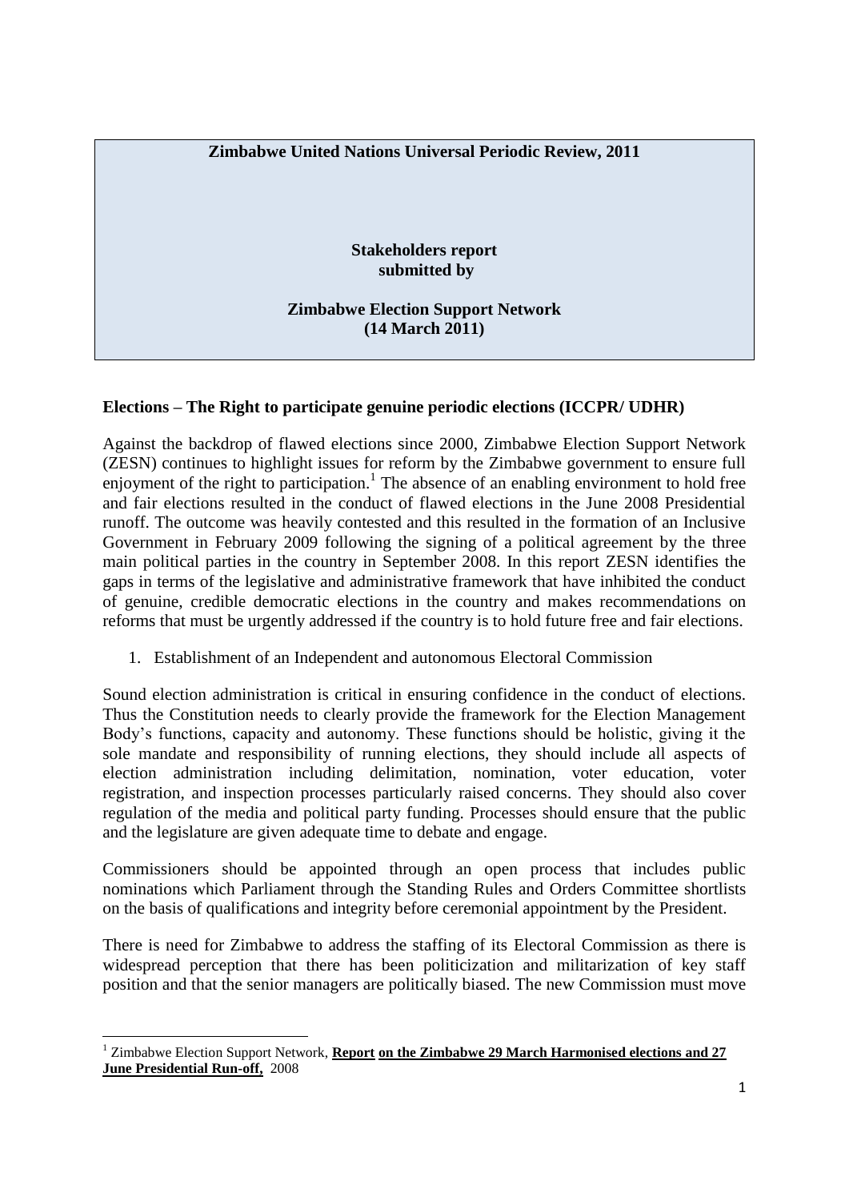**Zimbabwe United Nations Universal Periodic Review, 2011**

**Stakeholders report submitted by**

**Zimbabwe Election Support Network (14 March 2011)**

**Elections – The Right to participate genuine periodic elections (ICCPR/ UDHR)**

Against the backdrop of flawed elections since 2000, Zimbabwe Election Support Network (ZESN) continues to highlight issues for reform by the Zimbabwe government to ensure full enjoyment of the right to participation.[1] The absence of an enabling environment to hold free and fair elections resulted in the conduct of flawed elections in the June 2008 Presidential runoff. The outcome was heavily contested and this resulted in the formation of an Inclusive Government in February 2009 following the signing of a political agreement by the three main political parties in the country in September 2008. In this report ZESN identifies the gaps in terms of the legislative and administrative framework that have inhibited the conduct of genuine, credible democratic elections in the country and makes recommendations on reforms that must be urgently addressed if the country is to hold future free and fair elections.

1. Establishment of an Independent and autonomous Electoral Commission

Sound election administration is critical in ensuring confidence in the conduct of elections. Thus the Constitution needs to clearly provide the framework for the Election Management Body's functions, capacity and autonomy. These functions should be holistic, giving it the sole mandate and responsibility of running elections, they should include all aspects of election administration including delimitation, nomination, voter education, voter registration, and inspection processes particularly raised concerns. They should also cover regulation of the media and political party funding. Processes should ensure that the public and the legislature are given adequate time to debate and engage.

Commissioners should be appointed through an open process that includes public nominations which Parliament through the Standing Rules and Orders Committee shortlists on the basis of qualifications and integrity before ceremonial appointment by the President.

There is need for Zimbabwe to address the staffing of its Electoral Commission as there is widespread perception that there has been politicization and militarization of key staff position and that the senior managers are politically biased. The new Commission must move

[1] Zimbabwe Election Support Network, **Report on the Zimbabwe 29 March Harmonised elections and 27 June Presidential Run-off,** 2008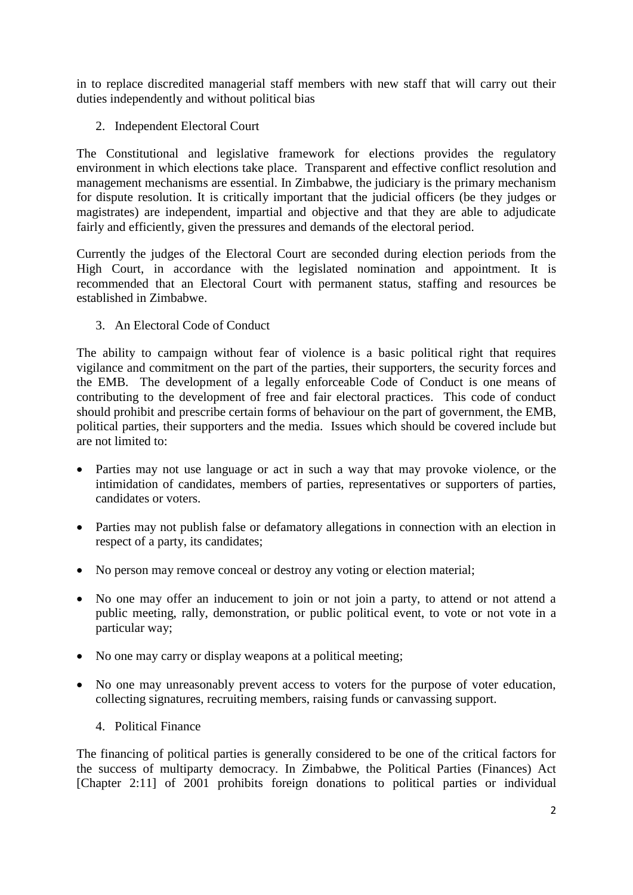in to replace discredited managerial staff members with new staff that will carry out their duties independently and without political bias

2. Independent Electoral Court

The Constitutional and legislative framework for elections provides the regulatory environment in which elections take place. Transparent and effective conflict resolution and management mechanisms are essential. In Zimbabwe, the judiciary is the primary mechanism for dispute resolution. It is critically important that the judicial officers (be they judges or magistrates) are independent, impartial and objective and that they are able to adjudicate fairly and efficiently, given the pressures and demands of the electoral period.

Currently the judges of the Electoral Court are seconded during election periods from the High Court, in accordance with the legislated nomination and appointment. It is recommended that an Electoral Court with permanent status, staffing and resources be established in Zimbabwe.

3. An Electoral Code of Conduct

The ability to campaign without fear of violence is a basic political right that requires vigilance and commitment on the part of the parties, their supporters, the security forces and the EMB. The development of a legally enforceable Code of Conduct is one means of contributing to the development of free and fair electoral practices. This code of conduct should prohibit and prescribe certain forms of behaviour on the part of government, the EMB, political parties, their supporters and the media. Issues which should be covered include but are not limited to:

- Parties may not use language or act in such a way that may provoke violence, or the intimidation of candidates, members of parties, representatives or supporters of parties, candidates or voters.
- Parties may not publish false or defamatory allegations in connection with an election in respect of a party, its candidates;
- No person may remove conceal or destroy any voting or election material;
- No one may offer an inducement to join or not join a party, to attend or not attend a public meeting, rally, demonstration, or public political event, to vote or not vote in a particular way;
- No one may carry or display weapons at a political meeting;
- No one may unreasonably prevent access to voters for the purpose of voter education, collecting signatures, recruiting members, raising funds or canvassing support.

4. Political Finance

The financing of political parties is generally considered to be one of the critical factors for the success of multiparty democracy. In Zimbabwe, the Political Parties (Finances) Act [Chapter 2:11] of 2001 prohibits foreign donations to political parties or individual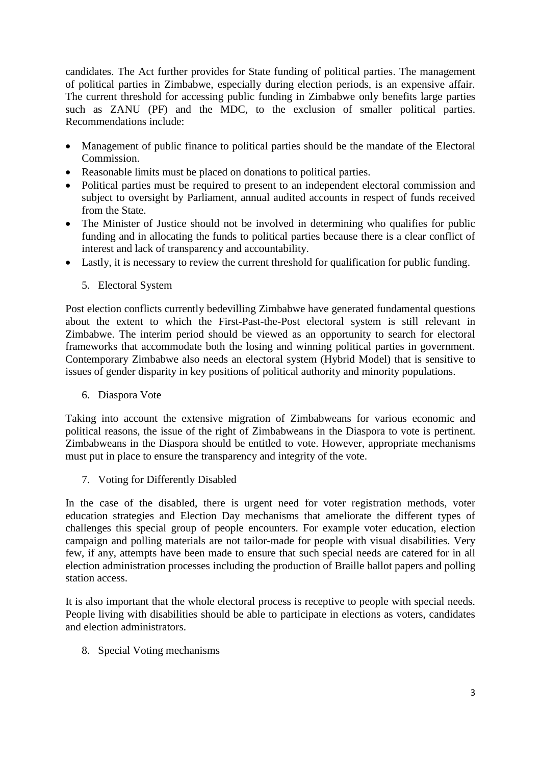candidates. The Act further provides for State funding of political parties. The management of political parties in Zimbabwe, especially during election periods, is an expensive affair. The current threshold for accessing public funding in Zimbabwe only benefits large parties such as ZANU (PF) and the MDC, to the exclusion of smaller political parties. Recommendations include:

- Management of public finance to political parties should be the mandate of the Electoral Commission.
- Reasonable limits must be placed on donations to political parties.
- Political parties must be required to present to an independent electoral commission and subject to oversight by Parliament, annual audited accounts in respect of funds received from the State.
- The Minister of Justice should not be involved in determining who qualifies for public funding and in allocating the funds to political parties because there is a clear conflict of interest and lack of transparency and accountability.
- Lastly, it is necessary to review the current threshold for qualification for public funding.

5. Electoral System

Post election conflicts currently bedevilling Zimbabwe have generated fundamental questions about the extent to which the First-Past-the-Post electoral system is still relevant in Zimbabwe. The interim period should be viewed as an opportunity to search for electoral frameworks that accommodate both the losing and winning political parties in government. Contemporary Zimbabwe also needs an electoral system (Hybrid Model) that is sensitive to issues of gender disparity in key positions of political authority and minority populations.

6. Diaspora Vote

Taking into account the extensive migration of Zimbabweans for various economic and political reasons, the issue of the right of Zimbabweans in the Diaspora to vote is pertinent. Zimbabweans in the Diaspora should be entitled to vote. However, appropriate mechanisms must put in place to ensure the transparency and integrity of the vote.

7. Voting for Differently Disabled

In the case of the disabled, there is urgent need for voter registration methods, voter education strategies and Election Day mechanisms that ameliorate the different types of challenges this special group of people encounters. For example voter education, election campaign and polling materials are not tailor-made for people with visual disabilities. Very few, if any, attempts have been made to ensure that such special needs are catered for in all election administration processes including the production of Braille ballot papers and polling station access.

It is also important that the whole electoral process is receptive to people with special needs. People living with disabilities should be able to participate in elections as voters, candidates and election administrators.

8. Special Voting mechanisms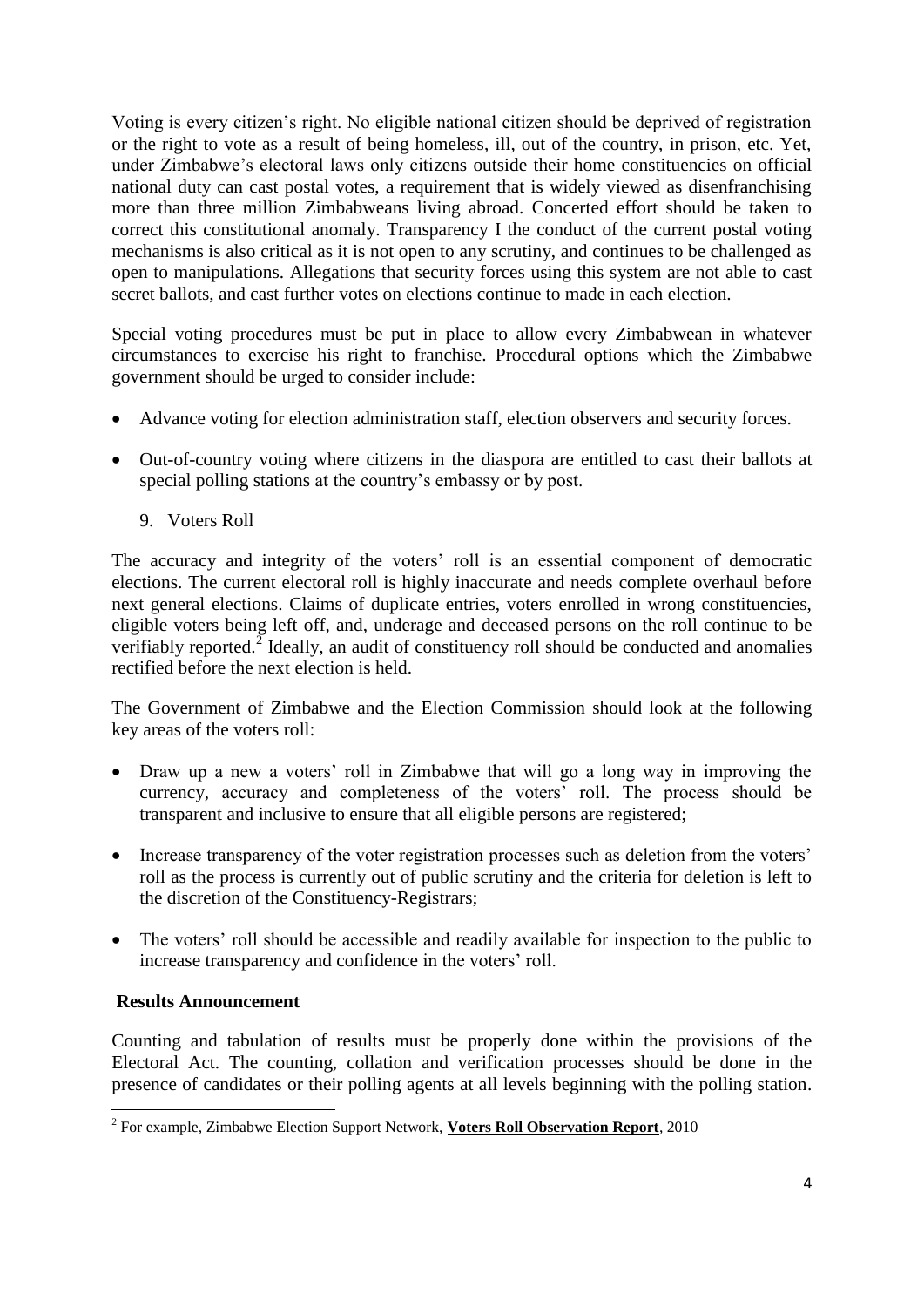Voting is every citizen's right. No eligible national citizen should be deprived of registration or the right to vote as a result of being homeless, ill, out of the country, in prison, etc. Yet, under Zimbabwe's electoral laws only citizens outside their home constituencies on official national duty can cast postal votes, a requirement that is widely viewed as disenfranchising more than three million Zimbabweans living abroad. Concerted effort should be taken to correct this constitutional anomaly. Transparency I the conduct of the current postal voting mechanisms is also critical as it is not open to any scrutiny, and continues to be challenged as open to manipulations. Allegations that security forces using this system are not able to cast secret ballots, and cast further votes on elections continue to made in each election.

Special voting procedures must be put in place to allow every Zimbabwean in whatever circumstances to exercise his right to franchise. Procedural options which the Zimbabwe government should be urged to consider include:

- Advance voting for election administration staff, election observers and security forces.
- Out-of-country voting where citizens in the diaspora are entitled to cast their ballots at special polling stations at the country's embassy or by post.

9. Voters Roll

The accuracy and integrity of the voters' roll is an essential component of democratic elections. The current electoral roll is highly inaccurate and needs complete overhaul before next general elections. Claims of duplicate entries, voters enrolled in wrong constituencies, eligible voters being left off, and, underage and deceased persons on the roll continue to be verifiably reported.[2] Ideally, an audit of constituency roll should be conducted and anomalies rectified before the next election is held.

The Government of Zimbabwe and the Election Commission should look at the following key areas of the voters roll:

- Draw up a new a voters' roll in Zimbabwe that will go a long way in improving the currency, accuracy and completeness of the voters' roll. The process should be transparent and inclusive to ensure that all eligible persons are registered;
- Increase transparency of the voter registration processes such as deletion from the voters' roll as the process is currently out of public scrutiny and the criteria for deletion is left to the discretion of the Constituency-Registrars;
- The voters' roll should be accessible and readily available for inspection to the public to increase transparency and confidence in the voters' roll.

**Results Announcement**

Counting and tabulation of results must be properly done within the provisions of the Electoral Act. The counting, collation and verification processes should be done in the presence of candidates or their polling agents at all levels beginning with the polling station.

[2] For example, Zimbabwe Election Support Network, **Voters Roll Observation Report**, 2010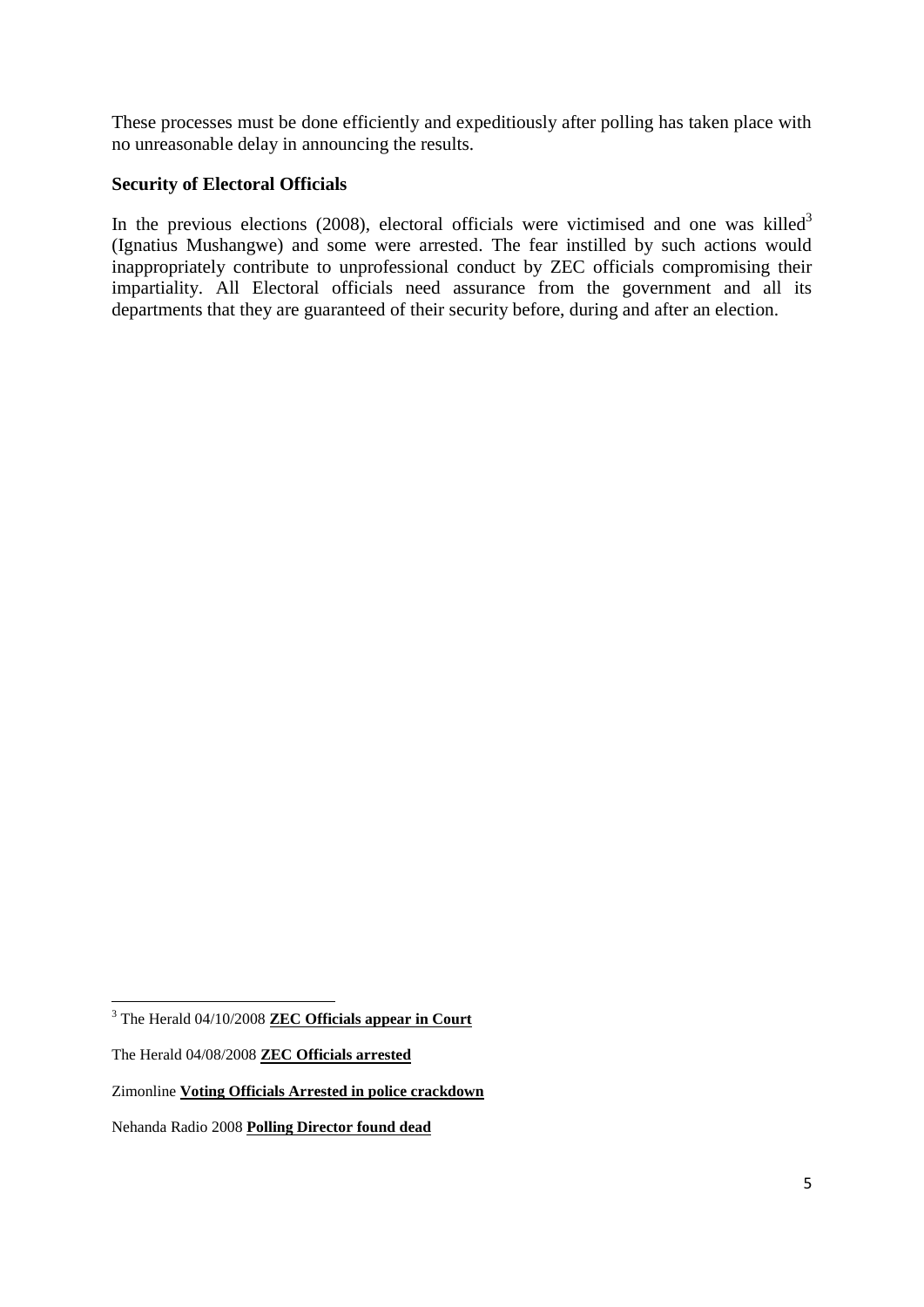These processes must be done efficiently and expeditiously after polling has taken place with no unreasonable delay in announcing the results.

**Security of Electoral Officials**

In the previous elections (2008), electoral officials were victimised and one was killed[3] (Ignatius Mushangwe) and some were arrested. The fear instilled by such actions would inappropriately contribute to unprofessional conduct by ZEC officials compromising their impartiality. All Electoral officials need assurance from the government and all its departments that they are guaranteed of their security before, during and after an election.

---

[3] The Herald 04/10/2008 **ZEC Officials appear in Court**

The Herald 04/08/2008 **ZEC Officials arrested**

Zimonline **Voting Officials Arrested in police crackdown**

Nehanda Radio 2008 **Polling Director found dead**